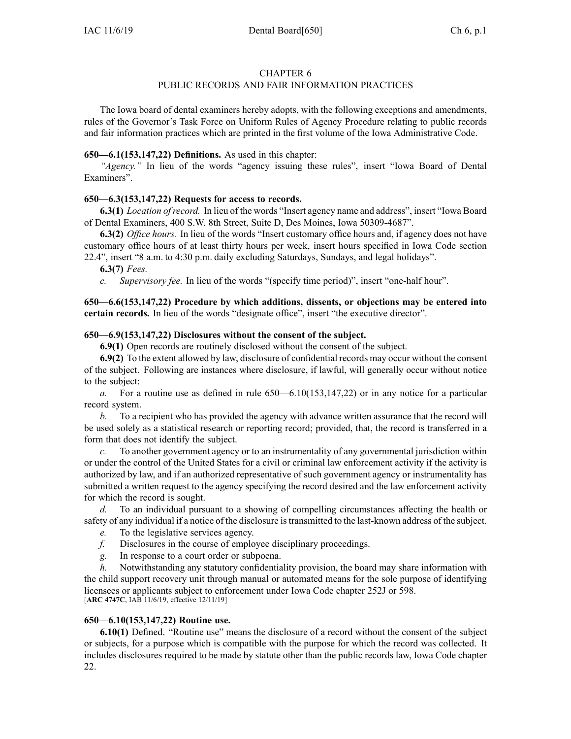# CHAPTER 6
## PUBLIC RECORDS AND FAIR INFORMATION PRACTICES

The Iowa board of dental examiners hereby adopts, with the following exceptions and amendments, rules of the Governor's Task Force on Uniform Rules of Agency Procedure relating to public records and fair information practices which are printed in the first volume of the Iowa Administrative Code.

**650—6.1(153,147,22) Definitions.** As used in this chapter:

*"Agency."* In lieu of the words "agency issuing these rules", insert "Iowa Board of Dental Examiners".

**650—6.3(153,147,22) Requests for access to records.**

**6.3(1)** *Location of record.* In lieu of the words "Insert agency name and address", insert "Iowa Board of Dental Examiners, 400 S.W. 8th Street, Suite D, Des Moines, Iowa 50309-4687".

**6.3(2)** *Office hours.* In lieu of the words "Insert customary office hours and, if agency does not have customary office hours of at least thirty hours per week, insert hours specified in Iowa Code section 22.4", insert "8 a.m. to 4:30 p.m. daily excluding Saturdays, Sundays, and legal holidays".

**6.3(7)** *Fees.*

*c. Supervisory fee.* In lieu of the words "(specify time period)", insert "one-half hour".

**650—6.6(153,147,22) Procedure by which additions, dissents, or objections may be entered into certain records.** In lieu of the words "designate office", insert "the executive director".

**650—6.9(153,147,22) Disclosures without the consent of the subject.**

**6.9(1)** Open records are routinely disclosed without the consent of the subject.

**6.9(2)** To the extent allowed by law, disclosure of confidential records may occur without the consent of the subject. Following are instances where disclosure, if lawful, will generally occur without notice to the subject:

*a.* For a routine use as defined in rule 650—6.10(153,147,22) or in any notice for a particular record system.

*b.* To a recipient who has provided the agency with advance written assurance that the record will be used solely as a statistical research or reporting record; provided, that, the record is transferred in a form that does not identify the subject.

*c.* To another government agency or to an instrumentality of any governmental jurisdiction within or under the control of the United States for a civil or criminal law enforcement activity if the activity is authorized by law, and if an authorized representative of such government agency or instrumentality has submitted a written request to the agency specifying the record desired and the law enforcement activity for which the record is sought.

*d.* To an individual pursuant to a showing of compelling circumstances affecting the health or safety of any individual if a notice of the disclosure is transmitted to the last-known address of the subject.

*e.* To the legislative services agency.

*f.* Disclosures in the course of employee disciplinary proceedings.

*g.* In response to a court order or subpoena.

*h.* Notwithstanding any statutory confidentiality provision, the board may share information with the child support recovery unit through manual or automated means for the sole purpose of identifying licensees or applicants subject to enforcement under Iowa Code chapter 252J or 598.

[**ARC 4747C**, IAB 11/6/19, effective 12/11/19]

**650—6.10(153,147,22) Routine use.**

**6.10(1)** Defined. "Routine use" means the disclosure of a record without the consent of the subject or subjects, for a purpose which is compatible with the purpose for which the record was collected. It includes disclosures required to be made by statute other than the public records law, Iowa Code chapter 22.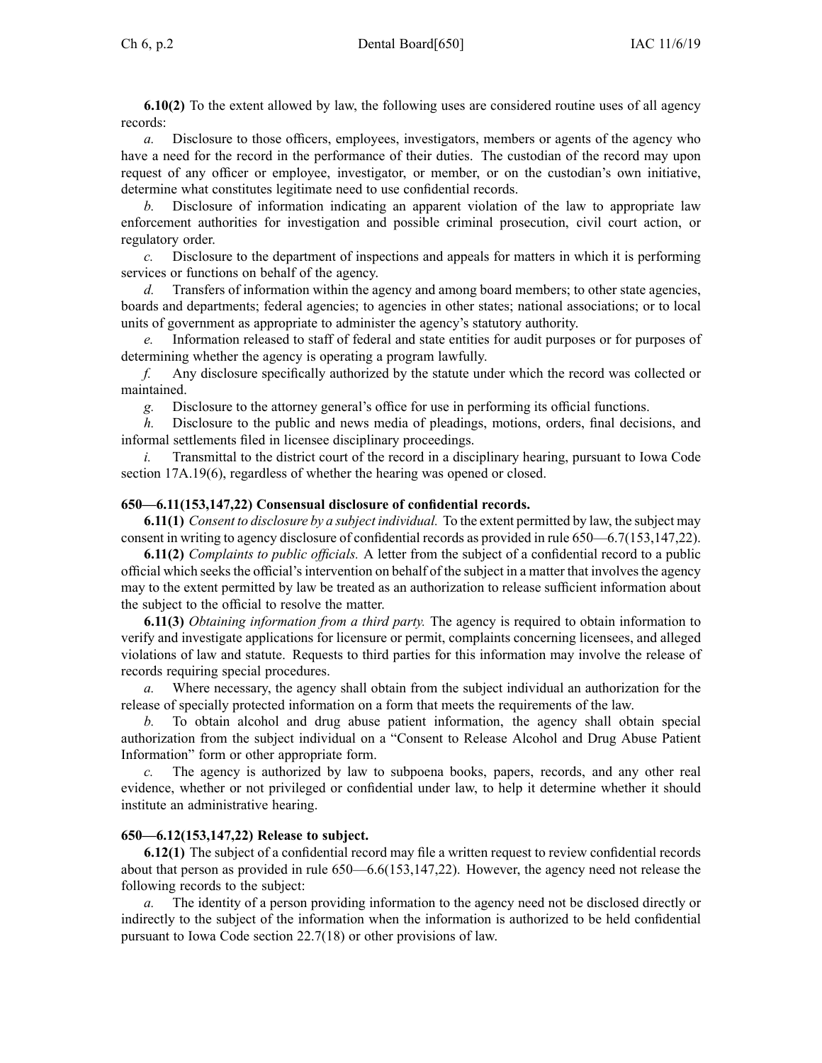**6.10(2)** To the extent allowed by law, the following uses are considered routine uses of all agency records:

*a.* Disclosure to those officers, employees, investigators, members or agents of the agency who have a need for the record in the performance of their duties. The custodian of the record may upon request of any officer or employee, investigator, or member, or on the custodian's own initiative, determine what constitutes legitimate need to use confidential records.

*b.* Disclosure of information indicating an apparent violation of the law to appropriate law enforcement authorities for investigation and possible criminal prosecution, civil court action, or regulatory order.

*c.* Disclosure to the department of inspections and appeals for matters in which it is performing services or functions on behalf of the agency.

*d.* Transfers of information within the agency and among board members; to other state agencies, boards and departments; federal agencies; to agencies in other states; national associations; or to local units of government as appropriate to administer the agency's statutory authority.

*e.* Information released to staff of federal and state entities for audit purposes or for purposes of determining whether the agency is operating a program lawfully.

*f.* Any disclosure specifically authorized by the statute under which the record was collected or maintained.

*g.* Disclosure to the attorney general's office for use in performing its official functions.

*h.* Disclosure to the public and news media of pleadings, motions, orders, final decisions, and informal settlements filed in licensee disciplinary proceedings.

*i.* Transmittal to the district court of the record in a disciplinary hearing, pursuant to Iowa Code section 17A.19(6), regardless of whether the hearing was opened or closed.

### 650—6.11(153,147,22) Consensual disclosure of confidential records.

**6.11(1)** *Consent to disclosure by a subject individual.* To the extent permitted by law, the subject may consent in writing to agency disclosure of confidential records as provided in rule 650—6.7(153,147,22).

**6.11(2)** *Complaints to public officials.* A letter from the subject of a confidential record to a public official which seeks the official's intervention on behalf of the subject in a matter that involves the agency may to the extent permitted by law be treated as an authorization to release sufficient information about the subject to the official to resolve the matter.

**6.11(3)** *Obtaining information from a third party.* The agency is required to obtain information to verify and investigate applications for licensure or permit, complaints concerning licensees, and alleged violations of law and statute. Requests to third parties for this information may involve the release of records requiring special procedures.

*a.* Where necessary, the agency shall obtain from the subject individual an authorization for the release of specially protected information on a form that meets the requirements of the law.

*b.* To obtain alcohol and drug abuse patient information, the agency shall obtain special authorization from the subject individual on a "Consent to Release Alcohol and Drug Abuse Patient Information" form or other appropriate form.

*c.* The agency is authorized by law to subpoena books, papers, records, and any other real evidence, whether or not privileged or confidential under law, to help it determine whether it should institute an administrative hearing.

### 650—6.12(153,147,22) Release to subject.

**6.12(1)** The subject of a confidential record may file a written request to review confidential records about that person as provided in rule 650—6.6(153,147,22). However, the agency need not release the following records to the subject:

*a.* The identity of a person providing information to the agency need not be disclosed directly or indirectly to the subject of the information when the information is authorized to be held confidential pursuant to Iowa Code section 22.7(18) or other provisions of law.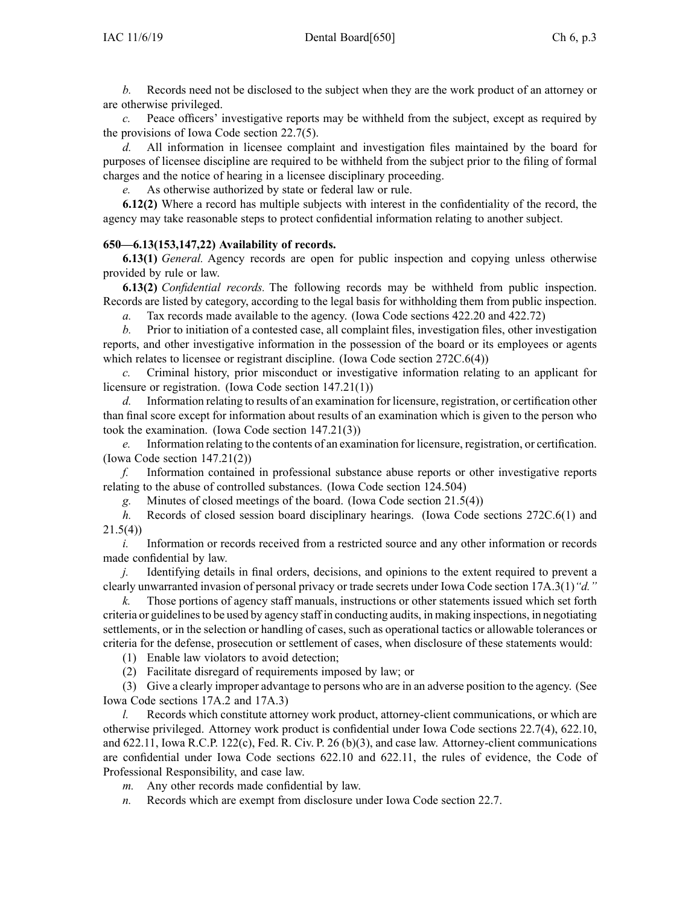*b.* Records need not be disclosed to the subject when they are the work product of an attorney or are otherwise privileged.

*c.* Peace officers' investigative reports may be withheld from the subject, except as required by the provisions of Iowa Code section 22.7(5).

*d.* All information in licensee complaint and investigation files maintained by the board for purposes of licensee discipline are required to be withheld from the subject prior to the filing of formal charges and the notice of hearing in a licensee disciplinary proceeding.

*e.* As otherwise authorized by state or federal law or rule.

**6.12(2)** Where a record has multiple subjects with interest in the confidentiality of the record, the agency may take reasonable steps to protect confidential information relating to another subject.

**650—6.13(153,147,22) Availability of records.**

**6.13(1)** *General.* Agency records are open for public inspection and copying unless otherwise provided by rule or law.

**6.13(2)** *Confidential records.* The following records may be withheld from public inspection. Records are listed by category, according to the legal basis for withholding them from public inspection.

*a.* Tax records made available to the agency. (Iowa Code sections 422.20 and 422.72)

*b.* Prior to initiation of a contested case, all complaint files, investigation files, other investigation reports, and other investigative information in the possession of the board or its employees or agents which relates to licensee or registrant discipline. (Iowa Code section 272C.6(4))

*c.* Criminal history, prior misconduct or investigative information relating to an applicant for licensure or registration. (Iowa Code section 147.21(1))

*d.* Information relating to results of an examination for licensure, registration, or certification other than final score except for information about results of an examination which is given to the person who took the examination. (Iowa Code section 147.21(3))

*e.* Information relating to the contents of an examination for licensure, registration, or certification. (Iowa Code section 147.21(2))

*f.* Information contained in professional substance abuse reports or other investigative reports relating to the abuse of controlled substances. (Iowa Code section 124.504)

*g.* Minutes of closed meetings of the board. (Iowa Code section 21.5(4))

*h.* Records of closed session board disciplinary hearings. (Iowa Code sections 272C.6(1) and 21.5(4))

*i.* Information or records received from a restricted source and any other information or records made confidential by law.

*j.* Identifying details in final orders, decisions, and opinions to the extent required to prevent a clearly unwarranted invasion of personal privacy or trade secrets under Iowa Code section 17A.3(1)*"d."*

*k.* Those portions of agency staff manuals, instructions or other statements issued which set forth criteria or guidelines to be used by agency staff in conducting audits, in making inspections, in negotiating settlements, or in the selection or handling of cases, such as operational tactics or allowable tolerances or criteria for the defense, prosecution or settlement of cases, when disclosure of these statements would:

(1) Enable law violators to avoid detection;

(2) Facilitate disregard of requirements imposed by law; or

(3) Give a clearly improper advantage to persons who are in an adverse position to the agency. (See Iowa Code sections 17A.2 and 17A.3)

*l.* Records which constitute attorney work product, attorney-client communications, or which are otherwise privileged. Attorney work product is confidential under Iowa Code sections 22.7(4), 622.10, and 622.11, Iowa R.C.P. 122(c), Fed. R. Civ. P. 26 (b)(3), and case law. Attorney-client communications are confidential under Iowa Code sections 622.10 and 622.11, the rules of evidence, the Code of Professional Responsibility, and case law.

*m.* Any other records made confidential by law.

*n.* Records which are exempt from disclosure under Iowa Code section 22.7.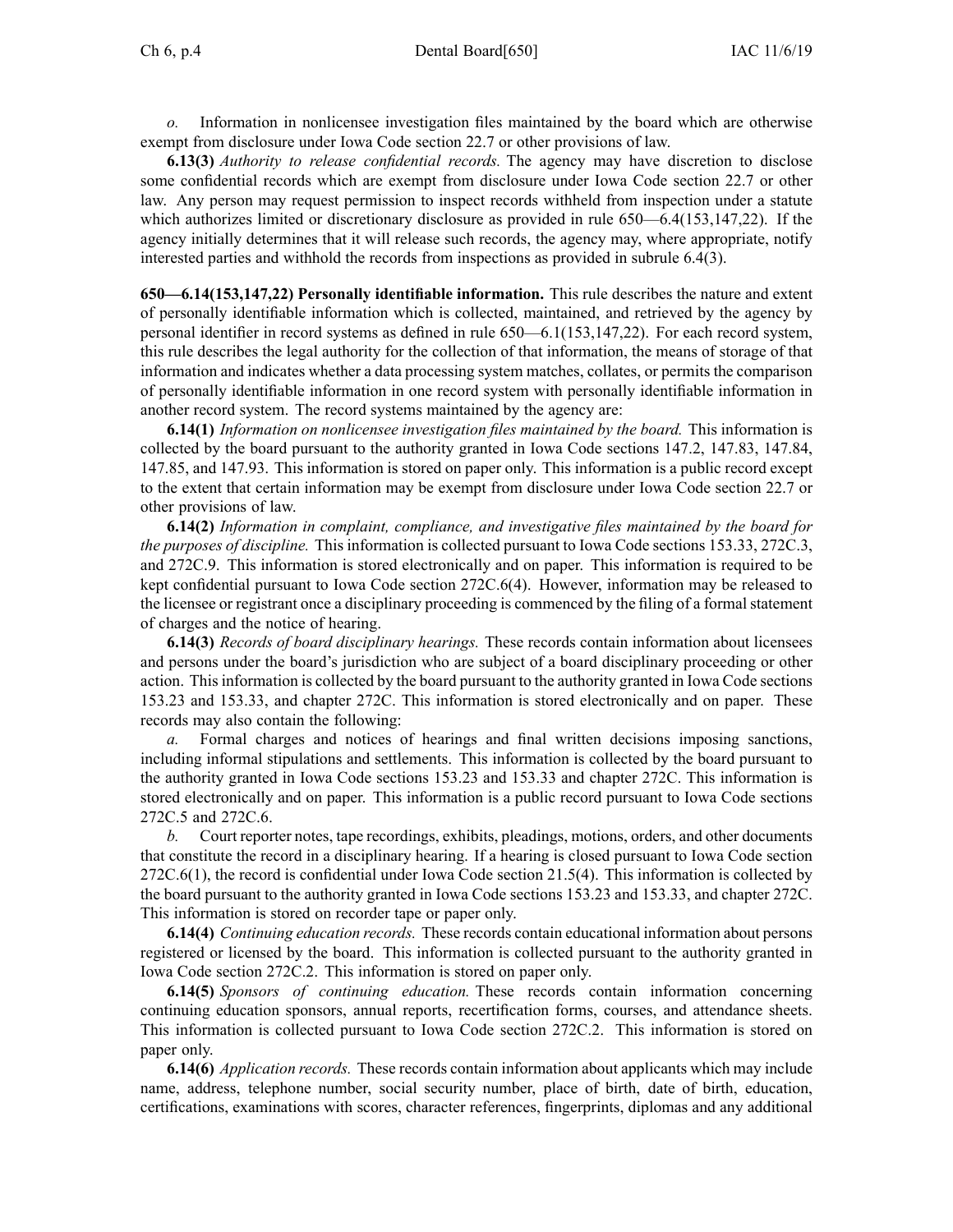*o.* Information in nonlicensee investigation files maintained by the board which are otherwise exempt from disclosure under Iowa Code section 22.7 or other provisions of law.

**6.13(3)** *Authority to release confidential records.* The agency may have discretion to disclose some confidential records which are exempt from disclosure under Iowa Code section 22.7 or other law. Any person may request permission to inspect records withheld from inspection under a statute which authorizes limited or discretionary disclosure as provided in rule 650—6.4(153,147,22). If the agency initially determines that it will release such records, the agency may, where appropriate, notify interested parties and withhold the records from inspections as provided in subrule 6.4(3).

**650—6.14(153,147,22) Personally identifiable information.** This rule describes the nature and extent of personally identifiable information which is collected, maintained, and retrieved by the agency by personal identifier in record systems as defined in rule 650—6.1(153,147,22). For each record system, this rule describes the legal authority for the collection of that information, the means of storage of that information and indicates whether a data processing system matches, collates, or permits the comparison of personally identifiable information in one record system with personally identifiable information in another record system. The record systems maintained by the agency are:

**6.14(1)** *Information on nonlicensee investigation files maintained by the board.* This information is collected by the board pursuant to the authority granted in Iowa Code sections 147.2, 147.83, 147.84, 147.85, and 147.93. This information is stored on paper only. This information is a public record except to the extent that certain information may be exempt from disclosure under Iowa Code section 22.7 or other provisions of law.

**6.14(2)** *Information in complaint, compliance, and investigative files maintained by the board for the purposes of discipline.* This information is collected pursuant to Iowa Code sections 153.33, 272C.3, and 272C.9. This information is stored electronically and on paper. This information is required to be kept confidential pursuant to Iowa Code section 272C.6(4). However, information may be released to the licensee or registrant once a disciplinary proceeding is commenced by the filing of a formal statement of charges and the notice of hearing.

**6.14(3)** *Records of board disciplinary hearings.* These records contain information about licensees and persons under the board's jurisdiction who are subject of a board disciplinary proceeding or other action. This information is collected by the board pursuant to the authority granted in Iowa Code sections 153.23 and 153.33, and chapter 272C. This information is stored electronically and on paper. These records may also contain the following:

*a.* Formal charges and notices of hearings and final written decisions imposing sanctions, including informal stipulations and settlements. This information is collected by the board pursuant to the authority granted in Iowa Code sections 153.23 and 153.33 and chapter 272C. This information is stored electronically and on paper. This information is a public record pursuant to Iowa Code sections 272C.5 and 272C.6.

*b.* Court reporter notes, tape recordings, exhibits, pleadings, motions, orders, and other documents that constitute the record in a disciplinary hearing. If a hearing is closed pursuant to Iowa Code section 272C.6(1), the record is confidential under Iowa Code section 21.5(4). This information is collected by the board pursuant to the authority granted in Iowa Code sections 153.23 and 153.33, and chapter 272C. This information is stored on recorder tape or paper only.

**6.14(4)** *Continuing education records.* These records contain educational information about persons registered or licensed by the board. This information is collected pursuant to the authority granted in Iowa Code section 272C.2. This information is stored on paper only.

**6.14(5)** *Sponsors of continuing education.* These records contain information concerning continuing education sponsors, annual reports, recertification forms, courses, and attendance sheets. This information is collected pursuant to Iowa Code section 272C.2. This information is stored on paper only.

**6.14(6)** *Application records.* These records contain information about applicants which may include name, address, telephone number, social security number, place of birth, date of birth, education, certifications, examinations with scores, character references, fingerprints, diplomas and any additional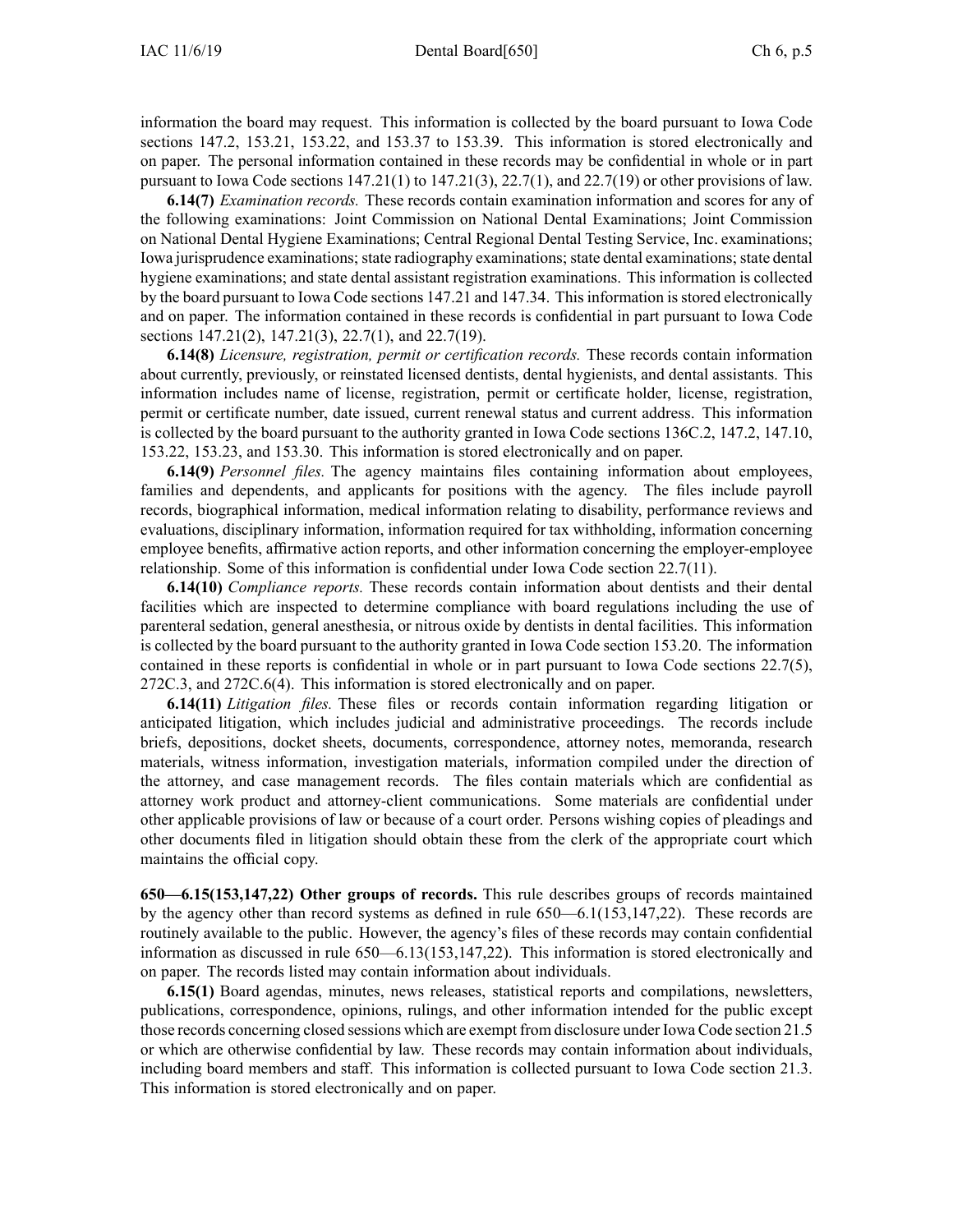information the board may request. This information is collected by the board pursuant to Iowa Code sections 147.2, 153.21, 153.22, and 153.37 to 153.39. This information is stored electronically and on paper. The personal information contained in these records may be confidential in whole or in part pursuant to Iowa Code sections 147.21(1) to 147.21(3), 22.7(1), and 22.7(19) or other provisions of law.

**6.14(7)** *Examination records.* These records contain examination information and scores for any of the following examinations: Joint Commission on National Dental Examinations; Joint Commission on National Dental Hygiene Examinations; Central Regional Dental Testing Service, Inc. examinations; Iowa jurisprudence examinations; state radiography examinations; state dental examinations; state dental hygiene examinations; and state dental assistant registration examinations. This information is collected by the board pursuant to Iowa Code sections 147.21 and 147.34. This information is stored electronically and on paper. The information contained in these records is confidential in part pursuant to Iowa Code sections 147.21(2), 147.21(3), 22.7(1), and 22.7(19).

**6.14(8)** *Licensure, registration, permit or certification records.* These records contain information about currently, previously, or reinstated licensed dentists, dental hygienists, and dental assistants. This information includes name of license, registration, permit or certificate holder, license, registration, permit or certificate number, date issued, current renewal status and current address. This information is collected by the board pursuant to the authority granted in Iowa Code sections 136C.2, 147.2, 147.10, 153.22, 153.23, and 153.30. This information is stored electronically and on paper.

**6.14(9)** *Personnel files.* The agency maintains files containing information about employees, families and dependents, and applicants for positions with the agency. The files include payroll records, biographical information, medical information relating to disability, performance reviews and evaluations, disciplinary information, information required for tax withholding, information concerning employee benefits, affirmative action reports, and other information concerning the employer-employee relationship. Some of this information is confidential under Iowa Code section 22.7(11).

**6.14(10)** *Compliance reports.* These records contain information about dentists and their dental facilities which are inspected to determine compliance with board regulations including the use of parenteral sedation, general anesthesia, or nitrous oxide by dentists in dental facilities. This information is collected by the board pursuant to the authority granted in Iowa Code section 153.20. The information contained in these reports is confidential in whole or in part pursuant to Iowa Code sections 22.7(5), 272C.3, and 272C.6(4). This information is stored electronically and on paper.

**6.14(11)** *Litigation files.* These files or records contain information regarding litigation or anticipated litigation, which includes judicial and administrative proceedings. The records include briefs, depositions, docket sheets, documents, correspondence, attorney notes, memoranda, research materials, witness information, investigation materials, information compiled under the direction of the attorney, and case management records. The files contain materials which are confidential as attorney work product and attorney-client communications. Some materials are confidential under other applicable provisions of law or because of a court order. Persons wishing copies of pleadings and other documents filed in litigation should obtain these from the clerk of the appropriate court which maintains the official copy.

**650—6.15(153,147,22) Other groups of records.** This rule describes groups of records maintained by the agency other than record systems as defined in rule 650—6.1(153,147,22). These records are routinely available to the public. However, the agency's files of these records may contain confidential information as discussed in rule 650—6.13(153,147,22). This information is stored electronically and on paper. The records listed may contain information about individuals.

**6.15(1)** Board agendas, minutes, news releases, statistical reports and compilations, newsletters, publications, correspondence, opinions, rulings, and other information intended for the public except those records concerning closed sessions which are exempt from disclosure under Iowa Code section 21.5 or which are otherwise confidential by law. These records may contain information about individuals, including board members and staff. This information is collected pursuant to Iowa Code section 21.3. This information is stored electronically and on paper.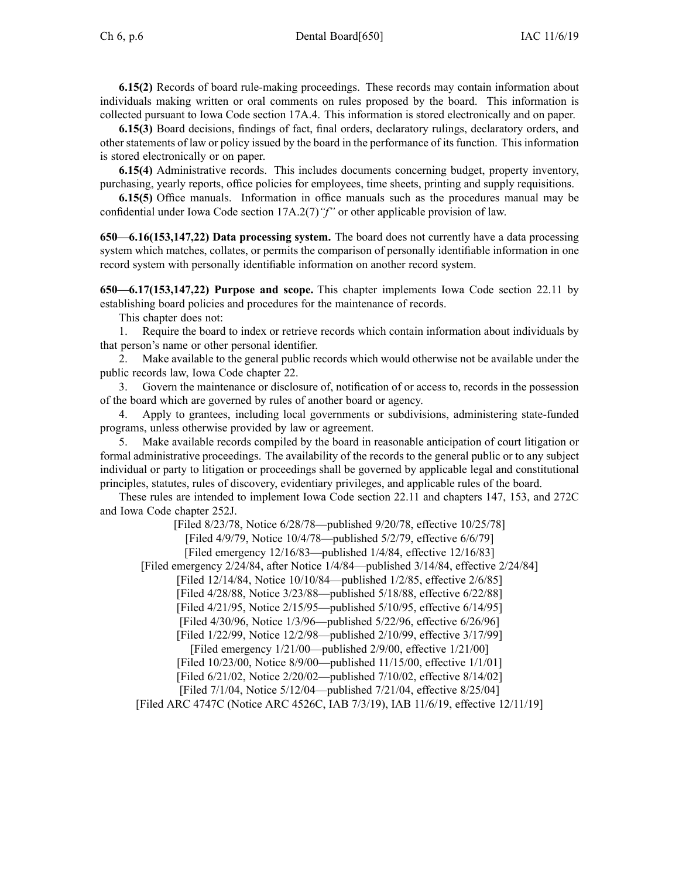**6.15(2)** Records of board rule-making proceedings. These records may contain information about individuals making written or oral comments on rules proposed by the board. This information is collected pursuant to Iowa Code section 17A.4. This information is stored electronically and on paper.

**6.15(3)** Board decisions, findings of fact, final orders, declaratory rulings, declaratory orders, and other statements of law or policy issued by the board in the performance of its function. This information is stored electronically or on paper.

**6.15(4)** Administrative records. This includes documents concerning budget, property inventory, purchasing, yearly reports, office policies for employees, time sheets, printing and supply requisitions.

**6.15(5)** Office manuals. Information in office manuals such as the procedures manual may be confidential under Iowa Code section 17A.2(7)*"f"* or other applicable provision of law.

**650—6.16(153,147,22) Data processing system.** The board does not currently have a data processing system which matches, collates, or permits the comparison of personally identifiable information in one record system with personally identifiable information on another record system.

**650—6.17(153,147,22) Purpose and scope.** This chapter implements Iowa Code section 22.11 by establishing board policies and procedures for the maintenance of records.

This chapter does not:

1. Require the board to index or retrieve records which contain information about individuals by that person's name or other personal identifier.
2. Make available to the general public records which would otherwise not be available under the public records law, Iowa Code chapter 22.
3. Govern the maintenance or disclosure of, notification of or access to, records in the possession of the board which are governed by rules of another board or agency.
4. Apply to grantees, including local governments or subdivisions, administering state-funded programs, unless otherwise provided by law or agreement.
5. Make available records compiled by the board in reasonable anticipation of court litigation or formal administrative proceedings. The availability of the records to the general public or to any subject individual or party to litigation or proceedings shall be governed by applicable legal and constitutional principles, statutes, rules of discovery, evidentiary privileges, and applicable rules of the board.

These rules are intended to implement Iowa Code section 22.11 and chapters 147, 153, and 272C and Iowa Code chapter 252J.

[Filed 8/23/78, Notice 6/28/78—published 9/20/78, effective 10/25/78]
[Filed 4/9/79, Notice 10/4/78—published 5/2/79, effective 6/6/79]
[Filed emergency 12/16/83—published 1/4/84, effective 12/16/83]
[Filed emergency 2/24/84, after Notice 1/4/84—published 3/14/84, effective 2/24/84]
[Filed 12/14/84, Notice 10/10/84—published 1/2/85, effective 2/6/85]
[Filed 4/28/88, Notice 3/23/88—published 5/18/88, effective 6/22/88]
[Filed 4/21/95, Notice 2/15/95—published 5/10/95, effective 6/14/95]
[Filed 4/30/96, Notice 1/3/96—published 5/22/96, effective 6/26/96]
[Filed 1/22/99, Notice 12/2/98—published 2/10/99, effective 3/17/99]
[Filed emergency 1/21/00—published 2/9/00, effective 1/21/00]
[Filed 10/23/00, Notice 8/9/00—published 11/15/00, effective 1/1/01]
[Filed 6/21/02, Notice 2/20/02—published 7/10/02, effective 8/14/02]
[Filed 7/1/04, Notice 5/12/04—published 7/21/04, effective 8/25/04]
[Filed ARC 4747C (Notice ARC 4526C, IAB 7/3/19), IAB 11/6/19, effective 12/11/19]